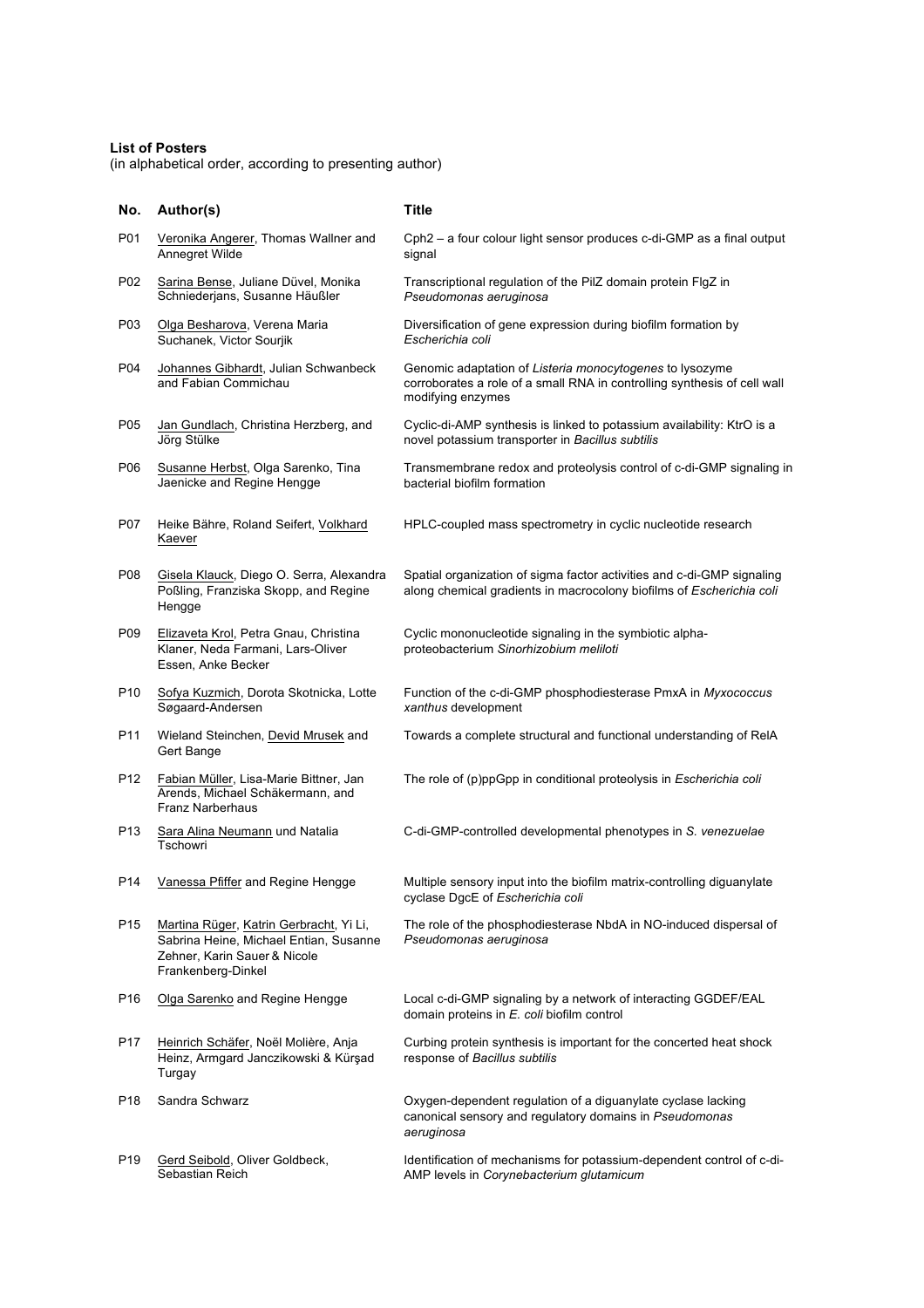**List of Posters**
(in alphabetical order, according to presenting author)

| No. | Author(s) | Title |
|---|---|---|
| P01 | Veronika Angerer, Thomas Wallner and Annegret Wilde | Cph2 – a four colour light sensor produces c-di-GMP as a final output signal |
| P02 | Sarina Bense, Juliane Düvel, Monika Schniederjans, Susanne Häußler | Transcriptional regulation of the PilZ domain protein FlgZ in *Pseudomonas aeruginosa* |
| P03 | Olga Besharova, Verena Maria Suchanek, Victor Sourjik | Diversification of gene expression during biofilm formation by *Escherichia coli* |
| P04 | Johannes Gibhardt, Julian Schwanbeck and Fabian Commichau | Genomic adaptation of *Listeria monocytogenes* to lysozyme corroborates a role of a small RNA in controlling synthesis of cell wall modifying enzymes |
| P05 | Jan Gundlach, Christina Herzberg, and Jörg Stülke | Cyclic-di-AMP synthesis is linked to potassium availability: KtrO is a novel potassium transporter in *Bacillus subtilis* |
| P06 | Susanne Herbst, Olga Sarenko, Tina Jaenicke and Regine Hengge | Transmembrane redox and proteolysis control of c-di-GMP signaling in bacterial biofilm formation |
| P07 | Heike Bähre, Roland Seifert, Volkhard Kaever | HPLC-coupled mass spectrometry in cyclic nucleotide research |
| P08 | Gisela Klauck, Diego O. Serra, Alexandra Poßling, Franziska Skopp, and Regine Hengge | Spatial organization of sigma factor activities and c-di-GMP signaling along chemical gradients in macrocolony biofilms of *Escherichia coli* |
| P09 | Elizaveta Krol, Petra Gnau, Christina Klaner, Neda Farmani, Lars-Oliver Essen, Anke Becker | Cyclic mononucleotide signaling in the symbiotic alpha-proteobacterium *Sinorhizobium meliloti* |
| P10 | Sofya Kuzmich, Dorota Skotnicka, Lotte Søgaard-Andersen | Function of the c-di-GMP phosphodiesterase PmxA in *Myxococcus xanthus* development |
| P11 | Wieland Steinchen, Devid Mrusek and Gert Bange | Towards a complete structural and functional understanding of RelA |
| P12 | Fabian Müller, Lisa-Marie Bittner, Jan Arends, Michael Schäkermann, and Franz Narberhaus | The role of (p)ppGpp in conditional proteolysis in *Escherichia coli* |
| P13 | Sara Alina Neumann und Natalia Tschowri | C-di-GMP-controlled developmental phenotypes in *S. venezuelae* |
| P14 | Vanessa Pfiffer and Regine Hengge | Multiple sensory input into the biofilm matrix-controlling diguanylate cyclase DgcE of *Escherichia coli* |
| P15 | Martina Rüger, Katrin Gerbracht, Yi Li, Sabrina Heine, Michael Entian, Susanne Zehner, Karin Sauer & Nicole Frankenberg-Dinkel | The role of the phosphodiesterase NbdA in NO-induced dispersal of *Pseudomonas aeruginosa* |
| P16 | Olga Sarenko and Regine Hengge | Local c-di-GMP signaling by a network of interacting GGDEF/EAL domain proteins in *E. coli* biofilm control |
| P17 | Heinrich Schäfer, Noël Molière, Anja Heinz, Armgard Janczikowski & Kürşad Turgay | Curbing protein synthesis is important for the concerted heat shock response of *Bacillus subtilis* |
| P18 | Sandra Schwarz | Oxygen-dependent regulation of a diguanylate cyclase lacking canonical sensory and regulatory domains in *Pseudomonas aeruginosa* |
| P19 | Gerd Seibold, Oliver Goldbeck, Sebastian Reich | Identification of mechanisms for potassium-dependent control of c-di-AMP levels in *Corynebacterium glutamicum* |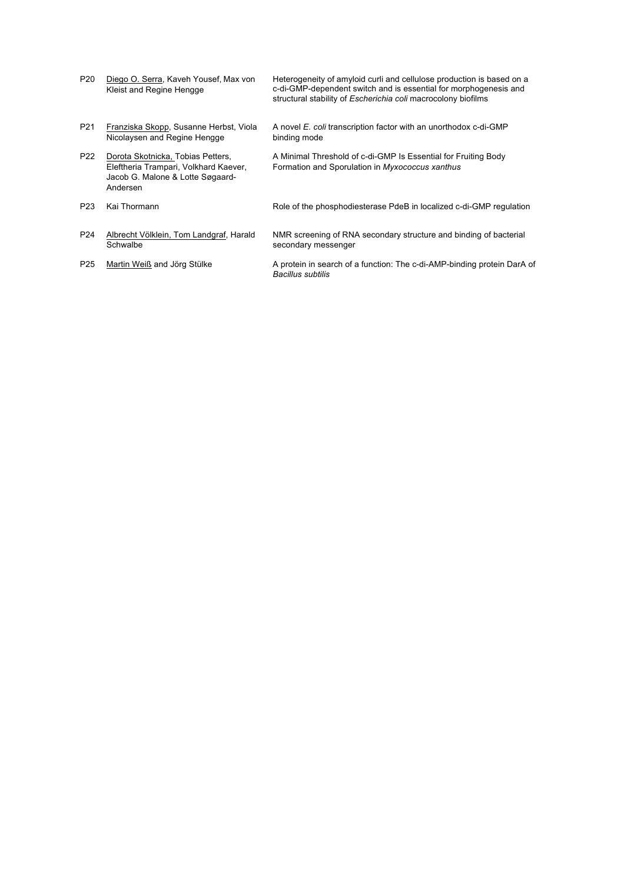| | | |
|---|---|---|
| P20 | Diego O. Serra, Kaveh Yousef, Max von Kleist and Regine Hengge | Heterogeneity of amyloid curli and cellulose production is based on a c-di-GMP-dependent switch and is essential for morphogenesis and structural stability of *Escherichia coli* macrocolony biofilms |
| P21 | Franziska Skopp, Susanne Herbst, Viola Nicolaysen and Regine Hengge | A novel *E. coli* transcription factor with an unorthodox c-di-GMP binding mode |
| P22 | Dorota Skotnicka, Tobias Petters, Eleftheria Trampari, Volkhard Kaever, Jacob G. Malone & Lotte Søgaard-Andersen | A Minimal Threshold of c-di-GMP Is Essential for Fruiting Body Formation and Sporulation in *Myxococcus xanthus* |
| P23 | Kai Thormann | Role of the phosphodiesterase PdeB in localized c-di-GMP regulation |
| P24 | Albrecht Völklein, Tom Landgraf, Harald Schwalbe | NMR screening of RNA secondary structure and binding of bacterial secondary messenger |
| P25 | Martin Weiß and Jörg Stülke | A protein in search of a function: The c-di-AMP-binding protein DarA of *Bacillus subtilis* |